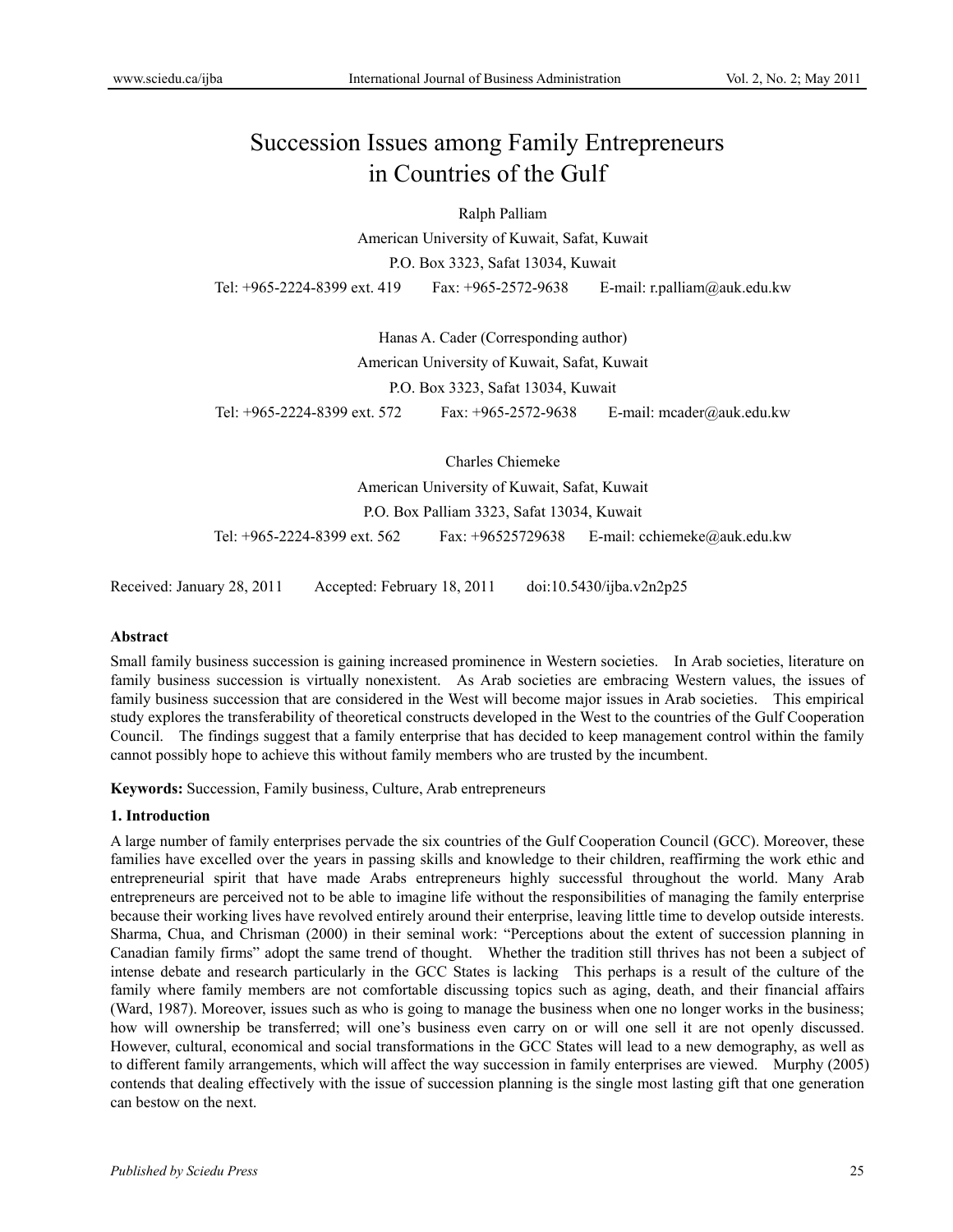# Succession Issues among Family Entrepreneurs in Countries of the Gulf

Ralph Palliam

American University of Kuwait, Safat, Kuwait

P.O. Box 3323, Safat 13034, Kuwait

Tel: +965-2224-8399 ext. 419 Fax: +965-2572-9638 E-mail: r.palliam@auk.edu.kw

Hanas A. Cader (Corresponding author)

American University of Kuwait, Safat, Kuwait

P.O. Box 3323, Safat 13034, Kuwait

Tel: +965-2224-8399 ext. 572 Fax: +965-2572-9638 E-mail: mcader@auk.edu.kw

Charles Chiemeke

American University of Kuwait, Safat, Kuwait

P.O. Box Palliam 3323, Safat 13034, Kuwait

Tel: +965-2224-8399 ext. 562 Fax: +96525729638 E-mail: cchiemeke@auk.edu.kw

Received: January 28, 2011 Accepted: February 18, 2011 doi:10.5430/ijba.v2n2p25

**Abstract**

Small family business succession is gaining increased prominence in Western societies. In Arab societies, literature on family business succession is virtually nonexistent. As Arab societies are embracing Western values, the issues of family business succession that are considered in the West will become major issues in Arab societies. This empirical study explores the transferability of theoretical constructs developed in the West to the countries of the Gulf Cooperation Council. The findings suggest that a family enterprise that has decided to keep management control within the family cannot possibly hope to achieve this without family members who are trusted by the incumbent.

**Keywords:** Succession, Family business, Culture, Arab entrepreneurs

## 1. Introduction

A large number of family enterprises pervade the six countries of the Gulf Cooperation Council (GCC). Moreover, these families have excelled over the years in passing skills and knowledge to their children, reaffirming the work ethic and entrepreneurial spirit that have made Arabs entrepreneurs highly successful throughout the world. Many Arab entrepreneurs are perceived not to be able to imagine life without the responsibilities of managing the family enterprise because their working lives have revolved entirely around their enterprise, leaving little time to develop outside interests. Sharma, Chua, and Chrisman (2000) in their seminal work: "Perceptions about the extent of succession planning in Canadian family firms" adopt the same trend of thought. Whether the tradition still thrives has not been a subject of intense debate and research particularly in the GCC States is lacking This perhaps is a result of the culture of the family where family members are not comfortable discussing topics such as aging, death, and their financial affairs (Ward, 1987). Moreover, issues such as who is going to manage the business when one no longer works in the business; how will ownership be transferred; will one's business even carry on or will one sell it are not openly discussed. However, cultural, economical and social transformations in the GCC States will lead to a new demography, as well as to different family arrangements, which will affect the way succession in family enterprises are viewed. Murphy (2005) contends that dealing effectively with the issue of succession planning is the single most lasting gift that one generation can bestow on the next.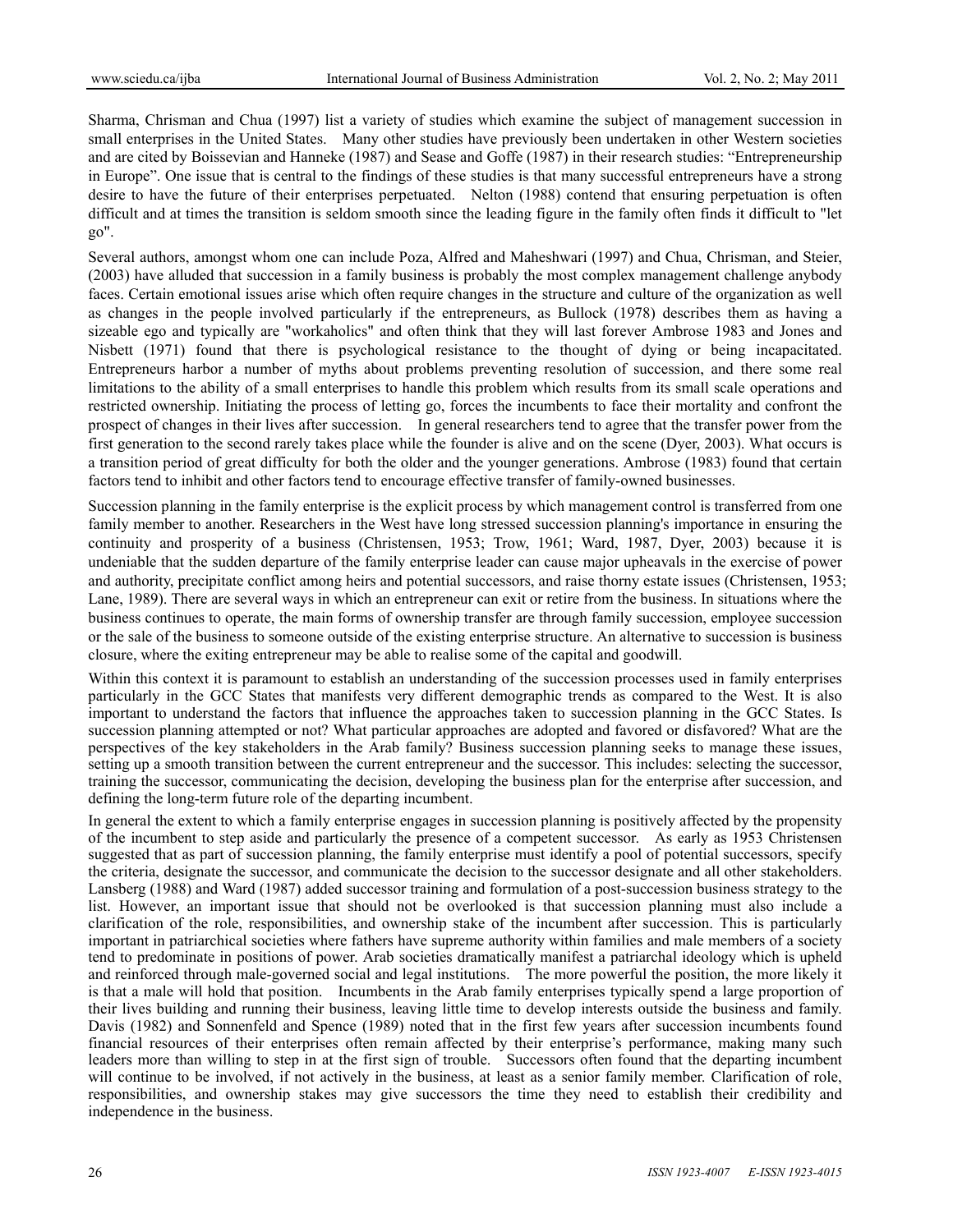Sharma, Chrisman and Chua (1997) list a variety of studies which examine the subject of management succession in small enterprises in the United States. Many other studies have previously been undertaken in other Western societies and are cited by Boissevian and Hanneke (1987) and Sease and Goffe (1987) in their research studies: "Entrepreneurship in Europe". One issue that is central to the findings of these studies is that many successful entrepreneurs have a strong desire to have the future of their enterprises perpetuated. Nelton (1988) contend that ensuring perpetuation is often difficult and at times the transition is seldom smooth since the leading figure in the family often finds it difficult to "let go".

Several authors, amongst whom one can include Poza, Alfred and Maheshwari (1997) and Chua, Chrisman, and Steier, (2003) have alluded that succession in a family business is probably the most complex management challenge anybody faces. Certain emotional issues arise which often require changes in the structure and culture of the organization as well as changes in the people involved particularly if the entrepreneurs, as Bullock (1978) describes them as having a sizeable ego and typically are "workaholics" and often think that they will last forever Ambrose 1983 and Jones and Nisbett (1971) found that there is psychological resistance to the thought of dying or being incapacitated. Entrepreneurs harbor a number of myths about problems preventing resolution of succession, and there some real limitations to the ability of a small enterprises to handle this problem which results from its small scale operations and restricted ownership. Initiating the process of letting go, forces the incumbents to face their mortality and confront the prospect of changes in their lives after succession. In general researchers tend to agree that the transfer power from the first generation to the second rarely takes place while the founder is alive and on the scene (Dyer, 2003). What occurs is a transition period of great difficulty for both the older and the younger generations. Ambrose (1983) found that certain factors tend to inhibit and other factors tend to encourage effective transfer of family-owned businesses.

Succession planning in the family enterprise is the explicit process by which management control is transferred from one family member to another. Researchers in the West have long stressed succession planning's importance in ensuring the continuity and prosperity of a business (Christensen, 1953; Trow, 1961; Ward, 1987, Dyer, 2003) because it is undeniable that the sudden departure of the family enterprise leader can cause major upheavals in the exercise of power and authority, precipitate conflict among heirs and potential successors, and raise thorny estate issues (Christensen, 1953; Lane, 1989). There are several ways in which an entrepreneur can exit or retire from the business. In situations where the business continues to operate, the main forms of ownership transfer are through family succession, employee succession or the sale of the business to someone outside of the existing enterprise structure. An alternative to succession is business closure, where the exiting entrepreneur may be able to realise some of the capital and goodwill.

Within this context it is paramount to establish an understanding of the succession processes used in family enterprises particularly in the GCC States that manifests very different demographic trends as compared to the West. It is also important to understand the factors that influence the approaches taken to succession planning in the GCC States. Is succession planning attempted or not? What particular approaches are adopted and favored or disfavored? What are the perspectives of the key stakeholders in the Arab family? Business succession planning seeks to manage these issues, setting up a smooth transition between the current entrepreneur and the successor. This includes: selecting the successor, training the successor, communicating the decision, developing the business plan for the enterprise after succession, and defining the long-term future role of the departing incumbent.

In general the extent to which a family enterprise engages in succession planning is positively affected by the propensity of the incumbent to step aside and particularly the presence of a competent successor. As early as 1953 Christensen suggested that as part of succession planning, the family enterprise must identify a pool of potential successors, specify the criteria, designate the successor, and communicate the decision to the successor designate and all other stakeholders. Lansberg (1988) and Ward (1987) added successor training and formulation of a post-succession business strategy to the list. However, an important issue that should not be overlooked is that succession planning must also include a clarification of the role, responsibilities, and ownership stake of the incumbent after succession. This is particularly important in patriarchical societies where fathers have supreme authority within families and male members of a society tend to predominate in positions of power. Arab societies dramatically manifest a patriarchal ideology which is upheld and reinforced through male-governed social and legal institutions. The more powerful the position, the more likely it is that a male will hold that position. Incumbents in the Arab family enterprises typically spend a large proportion of their lives building and running their business, leaving little time to develop interests outside the business and family. Davis (1982) and Sonnenfeld and Spence (1989) noted that in the first few years after succession incumbents found financial resources of their enterprises often remain affected by their enterprise's performance, making many such leaders more than willing to step in at the first sign of trouble. Successors often found that the departing incumbent will continue to be involved, if not actively in the business, at least as a senior family member. Clarification of role, responsibilities, and ownership stakes may give successors the time they need to establish their credibility and independence in the business.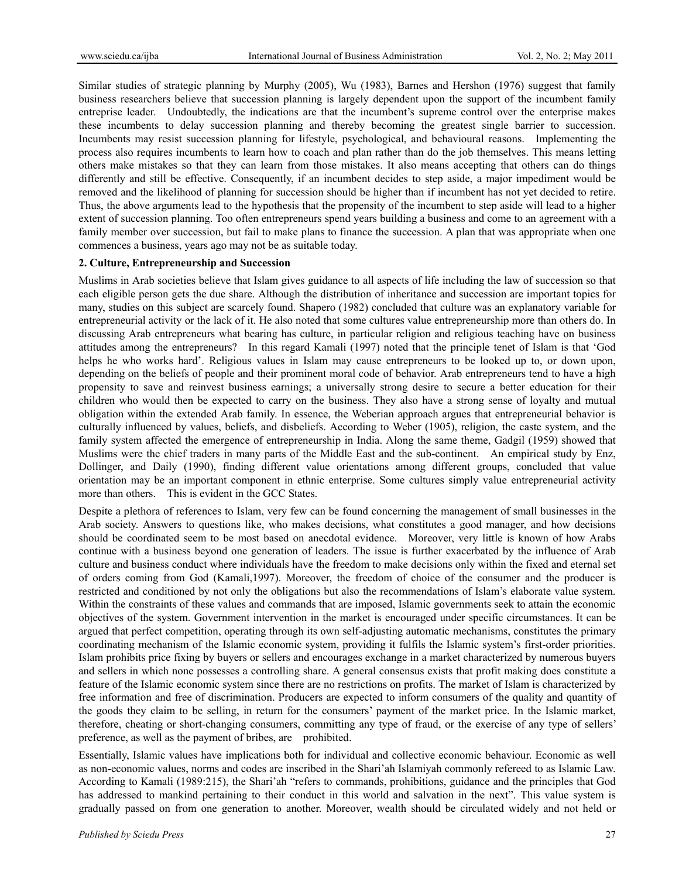Similar studies of strategic planning by Murphy (2005), Wu (1983), Barnes and Hershon (1976) suggest that family business researchers believe that succession planning is largely dependent upon the support of the incumbent family entreprise leader. Undoubtedly, the indications are that the incumbent's supreme control over the enterprise makes these incumbents to delay succession planning and thereby becoming the greatest single barrier to succession. Incumbents may resist succession planning for lifestyle, psychological, and behavioural reasons. Implementing the process also requires incumbents to learn how to coach and plan rather than do the job themselves. This means letting others make mistakes so that they can learn from those mistakes. It also means accepting that others can do things differently and still be effective. Consequently, if an incumbent decides to step aside, a major impediment would be removed and the likelihood of planning for succession should be higher than if incumbent has not yet decided to retire. Thus, the above arguments lead to the hypothesis that the propensity of the incumbent to step aside will lead to a higher extent of succession planning. Too often entrepreneurs spend years building a business and come to an agreement with a family member over succession, but fail to make plans to finance the succession. A plan that was appropriate when one commences a business, years ago may not be as suitable today.

## 2. Culture, Entrepreneurship and Succession

Muslims in Arab societies believe that Islam gives guidance to all aspects of life including the law of succession so that each eligible person gets the due share. Although the distribution of inheritance and succession are important topics for many, studies on this subject are scarcely found. Shapero (1982) concluded that culture was an explanatory variable for entrepreneurial activity or the lack of it. He also noted that some cultures value entrepreneurship more than others do. In discussing Arab entrepreneurs what bearing has culture, in particular religion and religious teaching have on business attitudes among the entrepreneurs? In this regard Kamali (1997) noted that the principle tenet of Islam is that 'God helps he who works hard'. Religious values in Islam may cause entrepreneurs to be looked up to, or down upon, depending on the beliefs of people and their prominent moral code of behavior. Arab entrepreneurs tend to have a high propensity to save and reinvest business earnings; a universally strong desire to secure a better education for their children who would then be expected to carry on the business. They also have a strong sense of loyalty and mutual obligation within the extended Arab family. In essence, the Weberian approach argues that entrepreneurial behavior is culturally influenced by values, beliefs, and disbeliefs. According to Weber (1905), religion, the caste system, and the family system affected the emergence of entrepreneurship in India. Along the same theme, Gadgil (1959) showed that Muslims were the chief traders in many parts of the Middle East and the sub-continent. An empirical study by Enz, Dollinger, and Daily (1990), finding different value orientations among different groups, concluded that value orientation may be an important component in ethnic enterprise. Some cultures simply value entrepreneurial activity more than others. This is evident in the GCC States.

Despite a plethora of references to Islam, very few can be found concerning the management of small businesses in the Arab society. Answers to questions like, who makes decisions, what constitutes a good manager, and how decisions should be coordinated seem to be most based on anecdotal evidence. Moreover, very little is known of how Arabs continue with a business beyond one generation of leaders. The issue is further exacerbated by the influence of Arab culture and business conduct where individuals have the freedom to make decisions only within the fixed and eternal set of orders coming from God (Kamali,1997). Moreover, the freedom of choice of the consumer and the producer is restricted and conditioned by not only the obligations but also the recommendations of Islam's elaborate value system. Within the constraints of these values and commands that are imposed, Islamic governments seek to attain the economic objectives of the system. Government intervention in the market is encouraged under specific circumstances. It can be argued that perfect competition, operating through its own self-adjusting automatic mechanisms, constitutes the primary coordinating mechanism of the Islamic economic system, providing it fulfils the Islamic system's first-order priorities. Islam prohibits price fixing by buyers or sellers and encourages exchange in a market characterized by numerous buyers and sellers in which none possesses a controlling share. A general consensus exists that profit making does constitute a feature of the Islamic economic system since there are no restrictions on profits. The market of Islam is characterized by free information and free of discrimination. Producers are expected to inform consumers of the quality and quantity of the goods they claim to be selling, in return for the consumers' payment of the market price. In the Islamic market, therefore, cheating or short-changing consumers, committing any type of fraud, or the exercise of any type of sellers' preference, as well as the payment of bribes, are prohibited.

Essentially, Islamic values have implications both for individual and collective economic behaviour. Economic as well as non-economic values, norms and codes are inscribed in the Shari'ah Islamiyah commonly refereed to as Islamic Law. According to Kamali (1989:215), the Shari'ah "refers to commands, prohibitions, guidance and the principles that God has addressed to mankind pertaining to their conduct in this world and salvation in the next". This value system is gradually passed on from one generation to another. Moreover, wealth should be circulated widely and not held or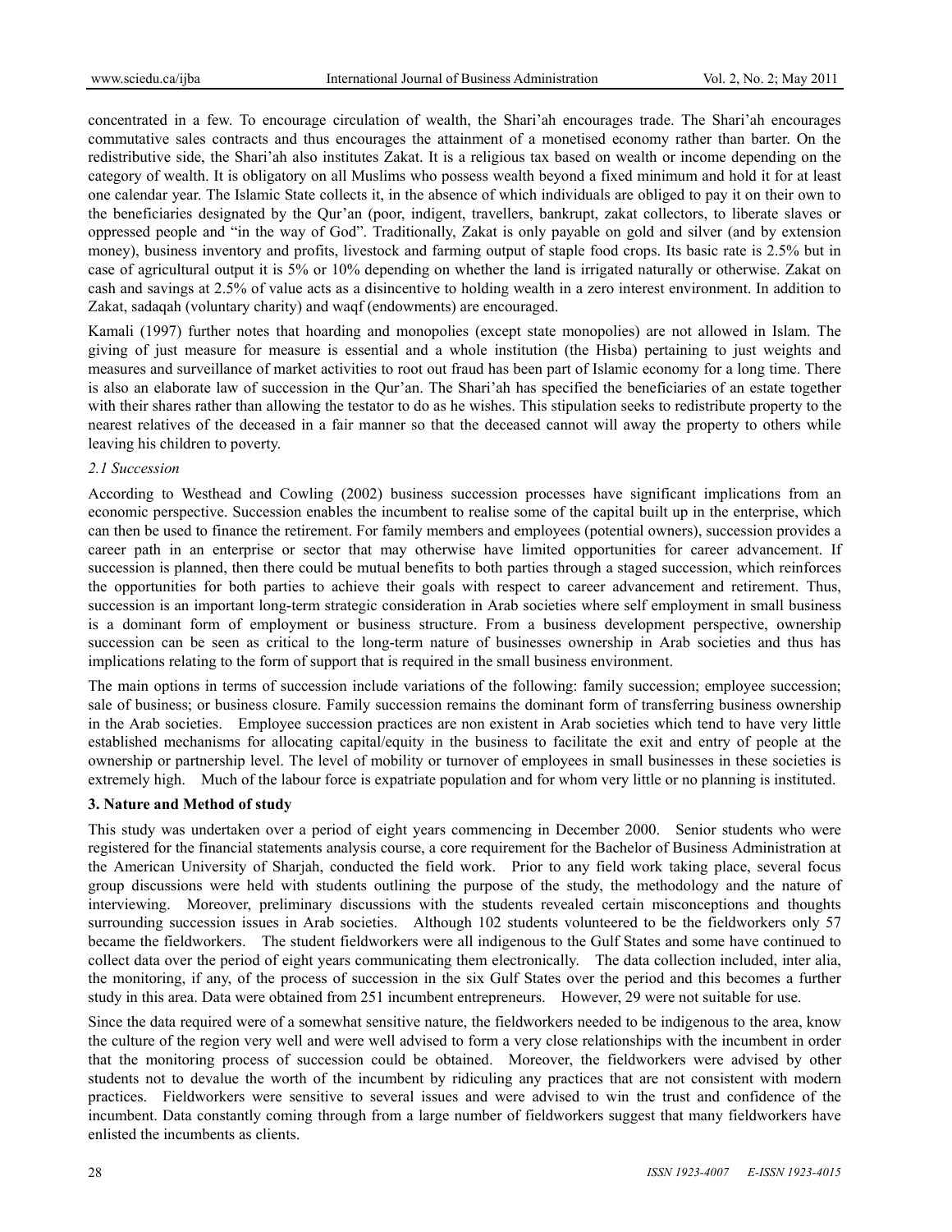concentrated in a few. To encourage circulation of wealth, the Shari'ah encourages trade. The Shari'ah encourages commutative sales contracts and thus encourages the attainment of a monetised economy rather than barter. On the redistributive side, the Shari'ah also institutes Zakat. It is a religious tax based on wealth or income depending on the category of wealth. It is obligatory on all Muslims who possess wealth beyond a fixed minimum and hold it for at least one calendar year. The Islamic State collects it, in the absence of which individuals are obliged to pay it on their own to the beneficiaries designated by the Qur'an (poor, indigent, travellers, bankrupt, zakat collectors, to liberate slaves or oppressed people and "in the way of God". Traditionally, Zakat is only payable on gold and silver (and by extension money), business inventory and profits, livestock and farming output of staple food crops. Its basic rate is 2.5% but in case of agricultural output it is 5% or 10% depending on whether the land is irrigated naturally or otherwise. Zakat on cash and savings at 2.5% of value acts as a disincentive to holding wealth in a zero interest environment. In addition to Zakat, sadaqah (voluntary charity) and waqf (endowments) are encouraged.

Kamali (1997) further notes that hoarding and monopolies (except state monopolies) are not allowed in Islam. The giving of just measure for measure is essential and a whole institution (the Hisba) pertaining to just weights and measures and surveillance of market activities to root out fraud has been part of Islamic economy for a long time. There is also an elaborate law of succession in the Qur'an. The Shari'ah has specified the beneficiaries of an estate together with their shares rather than allowing the testator to do as he wishes. This stipulation seeks to redistribute property to the nearest relatives of the deceased in a fair manner so that the deceased cannot will away the property to others while leaving his children to poverty.

### *2.1 Succession*

According to Westhead and Cowling (2002) business succession processes have significant implications from an economic perspective. Succession enables the incumbent to realise some of the capital built up in the enterprise, which can then be used to finance the retirement. For family members and employees (potential owners), succession provides a career path in an enterprise or sector that may otherwise have limited opportunities for career advancement. If succession is planned, then there could be mutual benefits to both parties through a staged succession, which reinforces the opportunities for both parties to achieve their goals with respect to career advancement and retirement. Thus, succession is an important long-term strategic consideration in Arab societies where self employment in small business is a dominant form of employment or business structure. From a business development perspective, ownership succession can be seen as critical to the long-term nature of businesses ownership in Arab societies and thus has implications relating to the form of support that is required in the small business environment.

The main options in terms of succession include variations of the following: family succession; employee succession; sale of business; or business closure. Family succession remains the dominant form of transferring business ownership in the Arab societies. Employee succession practices are non existent in Arab societies which tend to have very little established mechanisms for allocating capital/equity in the business to facilitate the exit and entry of people at the ownership or partnership level. The level of mobility or turnover of employees in small businesses in these societies is extremely high. Much of the labour force is expatriate population and for whom very little or no planning is instituted.

## 3. Nature and Method of study

This study was undertaken over a period of eight years commencing in December 2000. Senior students who were registered for the financial statements analysis course, a core requirement for the Bachelor of Business Administration at the American University of Sharjah, conducted the field work. Prior to any field work taking place, several focus group discussions were held with students outlining the purpose of the study, the methodology and the nature of interviewing. Moreover, preliminary discussions with the students revealed certain misconceptions and thoughts surrounding succession issues in Arab societies. Although 102 students volunteered to be the fieldworkers only 57 became the fieldworkers. The student fieldworkers were all indigenous to the Gulf States and some have continued to collect data over the period of eight years communicating them electronically. The data collection included, inter alia, the monitoring, if any, of the process of succession in the six Gulf States over the period and this becomes a further study in this area. Data were obtained from 251 incumbent entrepreneurs. However, 29 were not suitable for use.

Since the data required were of a somewhat sensitive nature, the fieldworkers needed to be indigenous to the area, know the culture of the region very well and were well advised to form a very close relationships with the incumbent in order that the monitoring process of succession could be obtained. Moreover, the fieldworkers were advised by other students not to devalue the worth of the incumbent by ridiculing any practices that are not consistent with modern practices. Fieldworkers were sensitive to several issues and were advised to win the trust and confidence of the incumbent. Data constantly coming through from a large number of fieldworkers suggest that many fieldworkers have enlisted the incumbents as clients.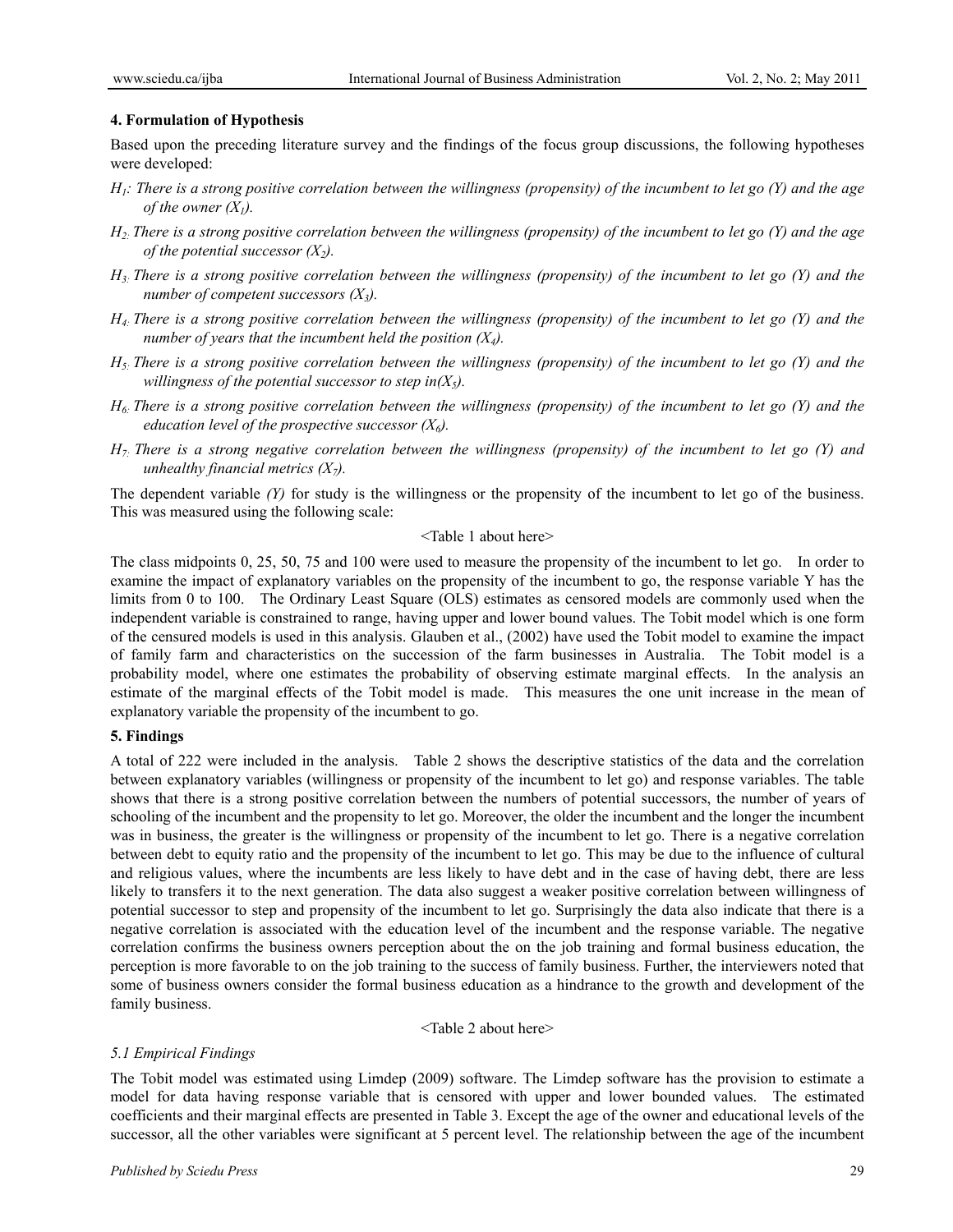## 4. Formulation of Hypothesis

Based upon the preceding literature survey and the findings of the focus group discussions, the following hypotheses were developed:

*$H_1$: There is a strong positive correlation between the willingness (propensity) of the incumbent to let go (Y) and the age of the owner ($X_1$).*

*$H_2$: There is a strong positive correlation between the willingness (propensity) of the incumbent to let go (Y) and the age of the potential successor ($X_2$).*

*$H_3$: There is a strong positive correlation between the willingness (propensity) of the incumbent to let go (Y) and the number of competent successors ($X_3$).*

*$H_4$: There is a strong positive correlation between the willingness (propensity) of the incumbent to let go (Y) and the number of years that the incumbent held the position ($X_4$).*

*$H_5$: There is a strong positive correlation between the willingness (propensity) of the incumbent to let go (Y) and the willingness of the potential successor to step in($X_5$).*

*$H_6$: There is a strong positive correlation between the willingness (propensity) of the incumbent to let go (Y) and the education level of the prospective successor ($X_6$).*

*$H_7$: There is a strong negative correlation between the willingness (propensity) of the incumbent to let go (Y) and unhealthy financial metrics ($X_7$).*

The dependent variable *(Y)* for study is the willingness or the propensity of the incumbent to let go of the business. This was measured using the following scale:

<Table 1 about here>

The class midpoints 0, 25, 50, 75 and 100 were used to measure the propensity of the incumbent to let go. In order to examine the impact of explanatory variables on the propensity of the incumbent to go, the response variable Y has the limits from 0 to 100. The Ordinary Least Square (OLS) estimates as censored models are commonly used when the independent variable is constrained to range, having upper and lower bound values. The Tobit model which is one form of the censured models is used in this analysis. Glauben et al., (2002) have used the Tobit model to examine the impact of family farm and characteristics on the succession of the farm businesses in Australia. The Tobit model is a probability model, where one estimates the probability of observing estimate marginal effects. In the analysis an estimate of the marginal effects of the Tobit model is made. This measures the one unit increase in the mean of explanatory variable the propensity of the incumbent to go.

## 5. Findings

A total of 222 were included in the analysis. Table 2 shows the descriptive statistics of the data and the correlation between explanatory variables (willingness or propensity of the incumbent to let go) and response variables. The table shows that there is a strong positive correlation between the numbers of potential successors, the number of years of schooling of the incumbent and the propensity to let go. Moreover, the older the incumbent and the longer the incumbent was in business, the greater is the willingness or propensity of the incumbent to let go. There is a negative correlation between debt to equity ratio and the propensity of the incumbent to let go. This may be due to the influence of cultural and religious values, where the incumbents are less likely to have debt and in the case of having debt, there are less likely to transfers it to the next generation. The data also suggest a weaker positive correlation between willingness of potential successor to step and propensity of the incumbent to let go. Surprisingly the data also indicate that there is a negative correlation is associated with the education level of the incumbent and the response variable. The negative correlation confirms the business owners perception about the on the job training and formal business education, the perception is more favorable to on the job training to the success of family business. Further, the interviewers noted that some of business owners consider the formal business education as a hindrance to the growth and development of the family business.

<Table 2 about here>

### *5.1 Empirical Findings*

The Tobit model was estimated using Limdep (2009) software. The Limdep software has the provision to estimate a model for data having response variable that is censored with upper and lower bounded values. The estimated coefficients and their marginal effects are presented in Table 3. Except the age of the owner and educational levels of the successor, all the other variables were significant at 5 percent level. The relationship between the age of the incumbent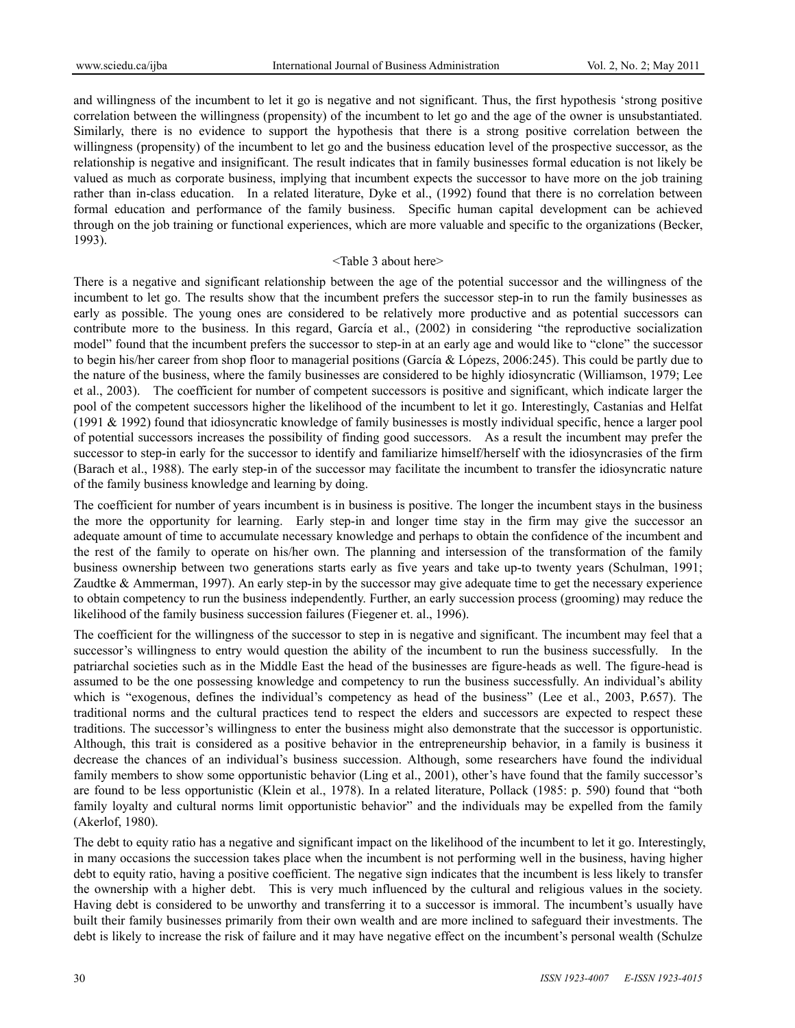and willingness of the incumbent to let it go is negative and not significant. Thus, the first hypothesis 'strong positive correlation between the willingness (propensity) of the incumbent to let go and the age of the owner is unsubstantiated. Similarly, there is no evidence to support the hypothesis that there is a strong positive correlation between the willingness (propensity) of the incumbent to let go and the business education level of the prospective successor, as the relationship is negative and insignificant. The result indicates that in family businesses formal education is not likely be valued as much as corporate business, implying that incumbent expects the successor to have more on the job training rather than in-class education. In a related literature, Dyke et al., (1992) found that there is no correlation between formal education and performance of the family business. Specific human capital development can be achieved through on the job training or functional experiences, which are more valuable and specific to the organizations (Becker, 1993).

<Table 3 about here>

There is a negative and significant relationship between the age of the potential successor and the willingness of the incumbent to let go. The results show that the incumbent prefers the successor step-in to run the family businesses as early as possible. The young ones are considered to be relatively more productive and as potential successors can contribute more to the business. In this regard, García et al., (2002) in considering "the reproductive socialization model" found that the incumbent prefers the successor to step-in at an early age and would like to "clone" the successor to begin his/her career from shop floor to managerial positions (García & Lópezs, 2006:245). This could be partly due to the nature of the business, where the family businesses are considered to be highly idiosyncratic (Williamson, 1979; Lee et al., 2003). The coefficient for number of competent successors is positive and significant, which indicate larger the pool of the competent successors higher the likelihood of the incumbent to let it go. Interestingly, Castanias and Helfat (1991 & 1992) found that idiosyncratic knowledge of family businesses is mostly individual specific, hence a larger pool of potential successors increases the possibility of finding good successors. As a result the incumbent may prefer the successor to step-in early for the successor to identify and familiarize himself/herself with the idiosyncrasies of the firm (Barach et al., 1988). The early step-in of the successor may facilitate the incumbent to transfer the idiosyncratic nature of the family business knowledge and learning by doing.

The coefficient for number of years incumbent is in business is positive. The longer the incumbent stays in the business the more the opportunity for learning. Early step-in and longer time stay in the firm may give the successor an adequate amount of time to accumulate necessary knowledge and perhaps to obtain the confidence of the incumbent and the rest of the family to operate on his/her own. The planning and intersession of the transformation of the family business ownership between two generations starts early as five years and take up-to twenty years (Schulman, 1991; Zaudtke & Ammerman, 1997). An early step-in by the successor may give adequate time to get the necessary experience to obtain competency to run the business independently. Further, an early succession process (grooming) may reduce the likelihood of the family business succession failures (Fiegener et. al., 1996).

The coefficient for the willingness of the successor to step in is negative and significant. The incumbent may feel that a successor's willingness to entry would question the ability of the incumbent to run the business successfully. In the patriarchal societies such as in the Middle East the head of the businesses are figure-heads as well. The figure-head is assumed to be the one possessing knowledge and competency to run the business successfully. An individual's ability which is "exogenous, defines the individual's competency as head of the business" (Lee et al., 2003, P.657). The traditional norms and the cultural practices tend to respect the elders and successors are expected to respect these traditions. The successor's willingness to enter the business might also demonstrate that the successor is opportunistic. Although, this trait is considered as a positive behavior in the entrepreneurship behavior, in a family is business it decrease the chances of an individual's business succession. Although, some researchers have found the individual family members to show some opportunistic behavior (Ling et al., 2001), other's have found that the family successor's are found to be less opportunistic (Klein et al., 1978). In a related literature, Pollack (1985: p. 590) found that "both family loyalty and cultural norms limit opportunistic behavior" and the individuals may be expelled from the family (Akerlof, 1980).

The debt to equity ratio has a negative and significant impact on the likelihood of the incumbent to let it go. Interestingly, in many occasions the succession takes place when the incumbent is not performing well in the business, having higher debt to equity ratio, having a positive coefficient. The negative sign indicates that the incumbent is less likely to transfer the ownership with a higher debt. This is very much influenced by the cultural and religious values in the society. Having debt is considered to be unworthy and transferring it to a successor is immoral. The incumbent's usually have built their family businesses primarily from their own wealth and are more inclined to safeguard their investments. The debt is likely to increase the risk of failure and it may have negative effect on the incumbent's personal wealth (Schulze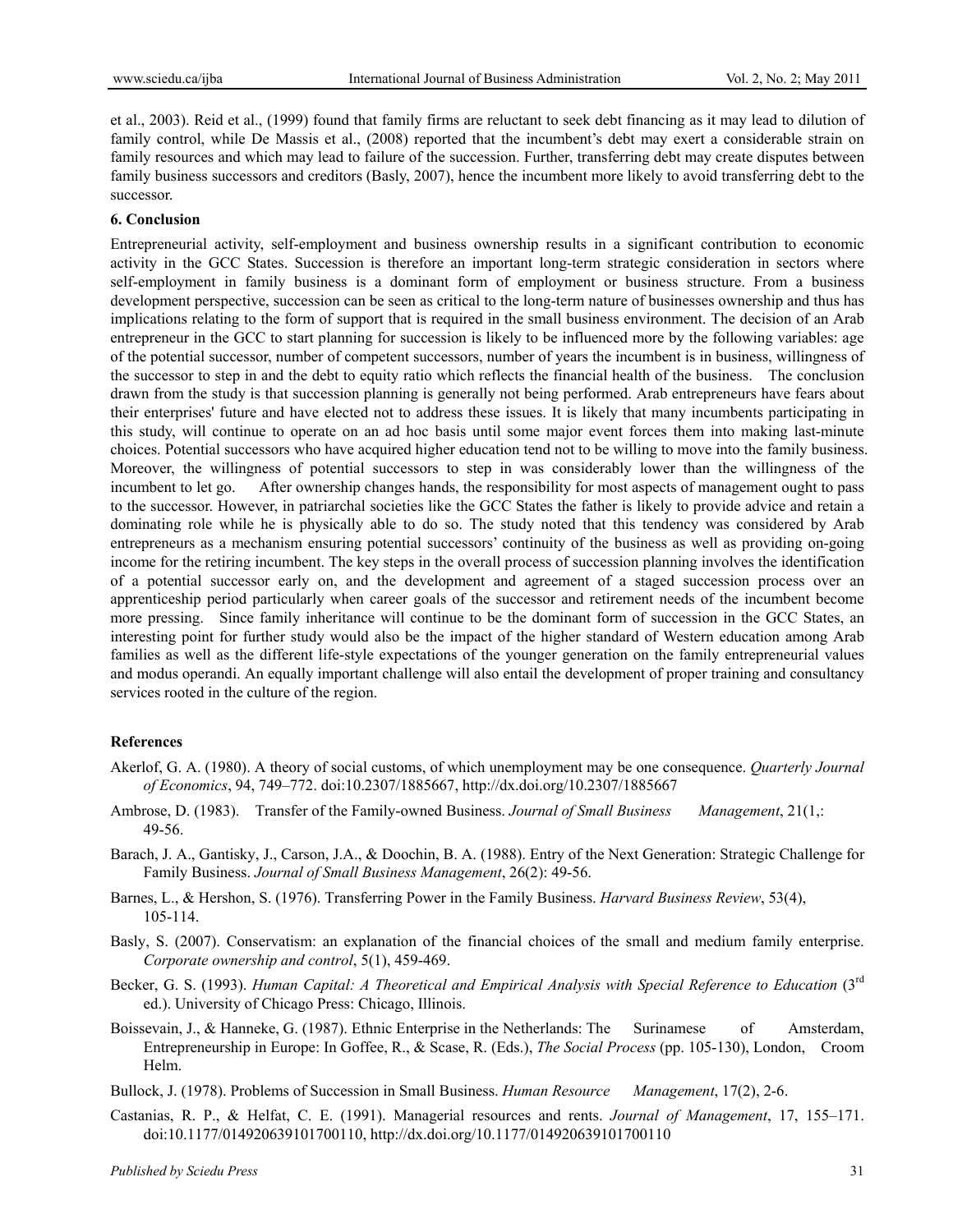et al., 2003). Reid et al., (1999) found that family firms are reluctant to seek debt financing as it may lead to dilution of family control, while De Massis et al., (2008) reported that the incumbent's debt may exert a considerable strain on family resources and which may lead to failure of the succession. Further, transferring debt may create disputes between family business successors and creditors (Basly, 2007), hence the incumbent more likely to avoid transferring debt to the successor.

## 6. Conclusion

Entrepreneurial activity, self-employment and business ownership results in a significant contribution to economic activity in the GCC States. Succession is therefore an important long-term strategic consideration in sectors where self-employment in family business is a dominant form of employment or business structure. From a business development perspective, succession can be seen as critical to the long-term nature of businesses ownership and thus has implications relating to the form of support that is required in the small business environment. The decision of an Arab entrepreneur in the GCC to start planning for succession is likely to be influenced more by the following variables: age of the potential successor, number of competent successors, number of years the incumbent is in business, willingness of the successor to step in and the debt to equity ratio which reflects the financial health of the business. The conclusion drawn from the study is that succession planning is generally not being performed. Arab entrepreneurs have fears about their enterprises' future and have elected not to address these issues. It is likely that many incumbents participating in this study, will continue to operate on an ad hoc basis until some major event forces them into making last-minute choices. Potential successors who have acquired higher education tend not to be willing to move into the family business. Moreover, the willingness of potential successors to step in was considerably lower than the willingness of the incumbent to let go. After ownership changes hands, the responsibility for most aspects of management ought to pass to the successor. However, in patriarchal societies like the GCC States the father is likely to provide advice and retain a dominating role while he is physically able to do so. The study noted that this tendency was considered by Arab entrepreneurs as a mechanism ensuring potential successors' continuity of the business as well as providing on-going income for the retiring incumbent. The key steps in the overall process of succession planning involves the identification of a potential successor early on, and the development and agreement of a staged succession process over an apprenticeship period particularly when career goals of the successor and retirement needs of the incumbent become more pressing. Since family inheritance will continue to be the dominant form of succession in the GCC States, an interesting point for further study would also be the impact of the higher standard of Western education among Arab families as well as the different life-style expectations of the younger generation on the family entrepreneurial values and modus operandi. An equally important challenge will also entail the development of proper training and consultancy services rooted in the culture of the region.

## References

Akerlof, G. A. (1980). A theory of social customs, of which unemployment may be one consequence. *Quarterly Journal of Economics*, 94, 749–772. doi:10.2307/1885667, http://dx.doi.org/10.2307/1885667

Ambrose, D. (1983). Transfer of the Family-owned Business. *Journal of Small Business Management*, 21(1,: 49-56.

Barach, J. A., Gantisky, J., Carson, J.A., & Doochin, B. A. (1988). Entry of the Next Generation: Strategic Challenge for Family Business. *Journal of Small Business Management*, 26(2): 49-56.

Barnes, L., & Hershon, S. (1976). Transferring Power in the Family Business. *Harvard Business Review*, 53(4), 105-114.

Basly, S. (2007). Conservatism: an explanation of the financial choices of the small and medium family enterprise. *Corporate ownership and control*, 5(1), 459-469.

Becker, G. S. (1993). *Human Capital: A Theoretical and Empirical Analysis with Special Reference to Education* (3rd ed.). University of Chicago Press: Chicago, Illinois.

Boissevain, J., & Hanneke, G. (1987). Ethnic Enterprise in the Netherlands: The Surinamese of Amsterdam, Entrepreneurship in Europe: In Goffee, R., & Scase, R. (Eds.), *The Social Process* (pp. 105-130), London, Croom Helm.

Bullock, J. (1978). Problems of Succession in Small Business. *Human Resource Management*, 17(2), 2-6.

Castanias, R. P., & Helfat, C. E. (1991). Managerial resources and rents. *Journal of Management*, 17, 155–171. doi:10.1177/014920639101700110, http://dx.doi.org/10.1177/014920639101700110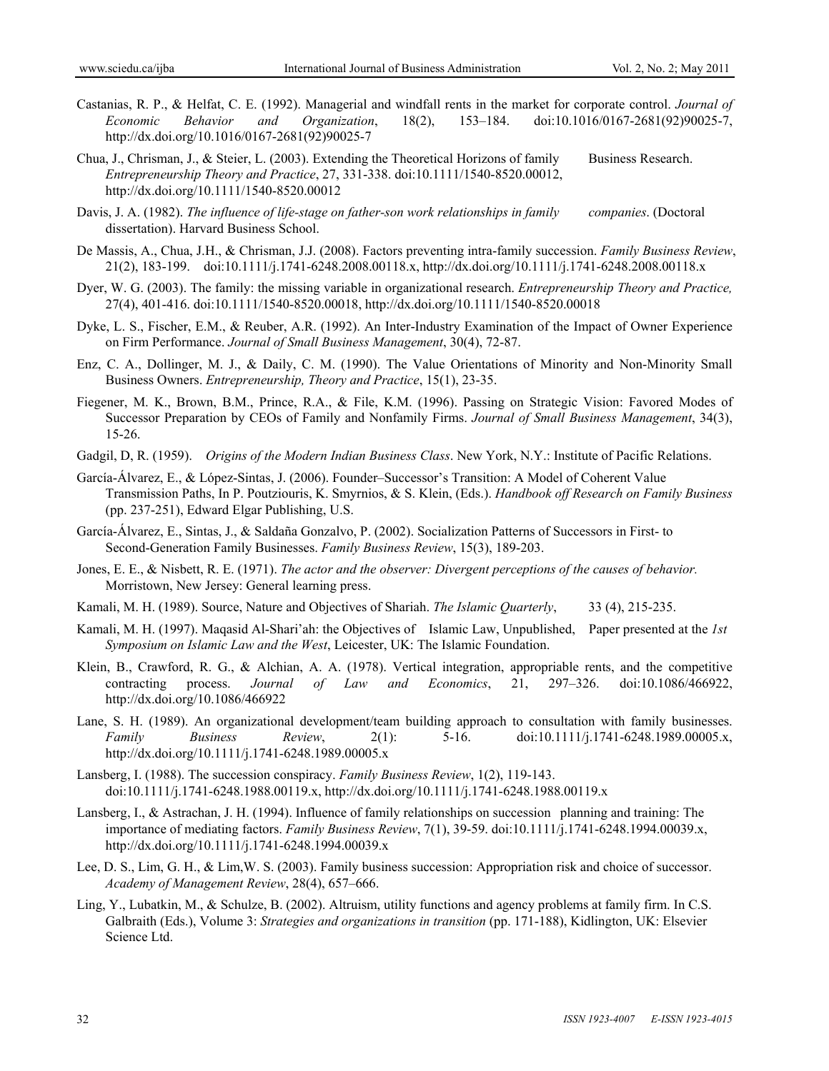Castanias, R. P., & Helfat, C. E. (1992). Managerial and windfall rents in the market for corporate control. *Journal of Economic Behavior and Organization*, 18(2), 153–184. doi:10.1016/0167-2681(92)90025-7, http://dx.doi.org/10.1016/0167-2681(92)90025-7

Chua, J., Chrisman, J., & Steier, L. (2003). Extending the Theoretical Horizons of family Business Research. *Entrepreneurship Theory and Practice*, 27, 331-338. doi:10.1111/1540-8520.00012, http://dx.doi.org/10.1111/1540-8520.00012

Davis, J. A. (1982). *The influence of life-stage on father-son work relationships in family companies*. (Doctoral dissertation). Harvard Business School.

De Massis, A., Chua, J.H., & Chrisman, J.J. (2008). Factors preventing intra-family succession. *Family Business Review*, 21(2), 183-199. doi:10.1111/j.1741-6248.2008.00118.x, http://dx.doi.org/10.1111/j.1741-6248.2008.00118.x

Dyer, W. G. (2003). The family: the missing variable in organizational research. *Entrepreneurship Theory and Practice,* 27(4), 401-416. doi:10.1111/1540-8520.00018, http://dx.doi.org/10.1111/1540-8520.00018

Dyke, L. S., Fischer, E.M., & Reuber, A.R. (1992). An Inter-Industry Examination of the Impact of Owner Experience on Firm Performance. *Journal of Small Business Management*, 30(4), 72-87.

Enz, C. A., Dollinger, M. J., & Daily, C. M. (1990). The Value Orientations of Minority and Non-Minority Small Business Owners. *Entrepreneurship, Theory and Practice*, 15(1), 23-35.

Fiegener, M. K., Brown, B.M., Prince, R.A., & File, K.M. (1996). Passing on Strategic Vision: Favored Modes of Successor Preparation by CEOs of Family and Nonfamily Firms. *Journal of Small Business Management*, 34(3), 15-26.

Gadgil, D, R. (1959). *Origins of the Modern Indian Business Class*. New York, N.Y.: Institute of Pacific Relations.

García-Álvarez, E., & López-Sintas, J. (2006). Founder–Successor's Transition: A Model of Coherent Value Transmission Paths, In P. Poutziouris, K. Smyrnios, & S. Klein, (Eds.). *Handbook off Research on Family Business* (pp. 237-251), Edward Elgar Publishing, U.S.

García-Álvarez, E., Sintas, J., & Saldaña Gonzalvo, P. (2002). Socialization Patterns of Successors in First- to Second-Generation Family Businesses. *Family Business Review*, 15(3), 189-203.

Jones, E. E., & Nisbett, R. E. (1971). *The actor and the observer: Divergent perceptions of the causes of behavior.* Morristown, New Jersey: General learning press.

Kamali, M. H. (1989). Source, Nature and Objectives of Shariah. *The Islamic Quarterly*, 33 (4), 215-235.

Kamali, M. H. (1997). Maqasid Al-Shari'ah: the Objectives of Islamic Law, Unpublished, Paper presented at the *1st Symposium on Islamic Law and the West*, Leicester, UK: The Islamic Foundation.

Klein, B., Crawford, R. G., & Alchian, A. A. (1978). Vertical integration, appropriable rents, and the competitive contracting process. *Journal of Law and Economics*, 21, 297–326. doi:10.1086/466922, http://dx.doi.org/10.1086/466922

Lane, S. H. (1989). An organizational development/team building approach to consultation with family businesses. *Family Business Review*, 2(1): 5-16. doi:10.1111/j.1741-6248.1989.00005.x, http://dx.doi.org/10.1111/j.1741-6248.1989.00005.x

Lansberg, I. (1988). The succession conspiracy. *Family Business Review*, 1(2), 119-143. doi:10.1111/j.1741-6248.1988.00119.x, http://dx.doi.org/10.1111/j.1741-6248.1988.00119.x

Lansberg, I., & Astrachan, J. H. (1994). Influence of family relationships on succession planning and training: The importance of mediating factors. *Family Business Review*, 7(1), 39-59. doi:10.1111/j.1741-6248.1994.00039.x, http://dx.doi.org/10.1111/j.1741-6248.1994.00039.x

Lee, D. S., Lim, G. H., & Lim,W. S. (2003). Family business succession: Appropriation risk and choice of successor. *Academy of Management Review*, 28(4), 657–666.

Ling, Y., Lubatkin, M., & Schulze, B. (2002). Altruism, utility functions and agency problems at family firm. In C.S. Galbraith (Eds.), Volume 3: *Strategies and organizations in transition* (pp. 171-188), Kidlington, UK: Elsevier Science Ltd.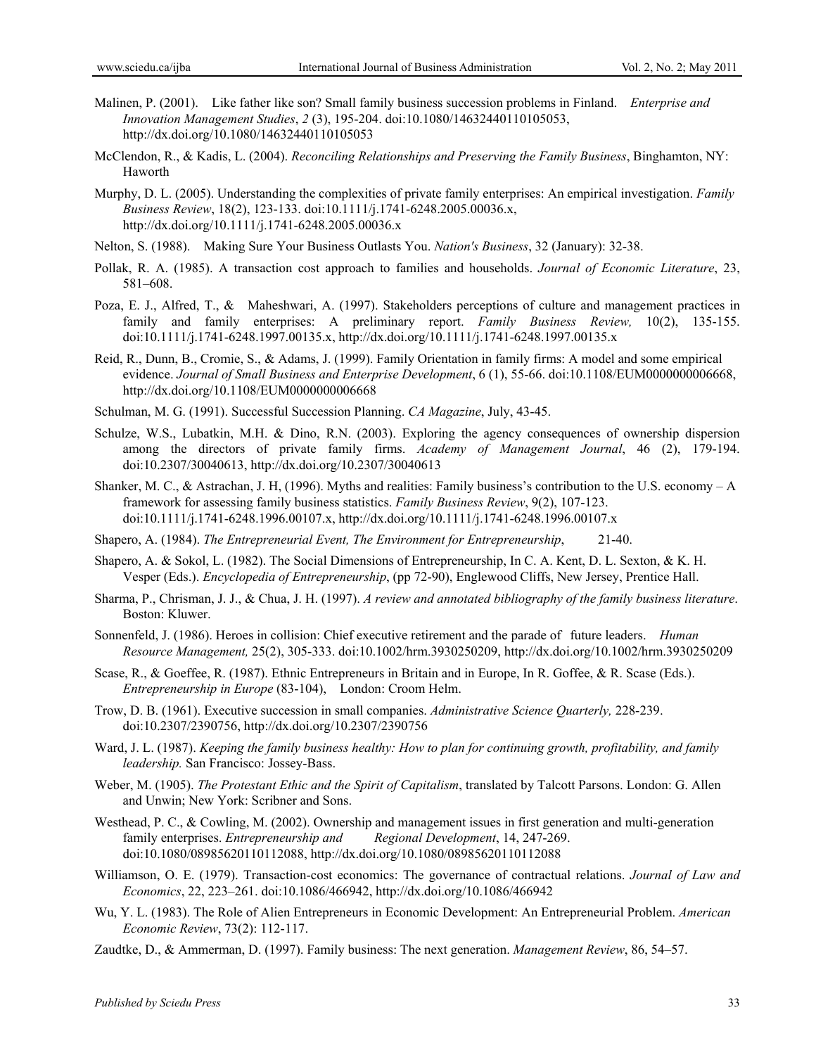Malinen, P. (2001). Like father like son? Small family business succession problems in Finland. *Enterprise and Innovation Management Studies*, *2* (3), 195-204. doi:10.1080/14632440110105053, http://dx.doi.org/10.1080/14632440110105053

McClendon, R., & Kadis, L. (2004). *Reconciling Relationships and Preserving the Family Business*, Binghamton, NY: Haworth

Murphy, D. L. (2005). Understanding the complexities of private family enterprises: An empirical investigation. *Family Business Review*, 18(2), 123-133. doi:10.1111/j.1741-6248.2005.00036.x, http://dx.doi.org/10.1111/j.1741-6248.2005.00036.x

Nelton, S. (1988). Making Sure Your Business Outlasts You. *Nation's Business*, 32 (January): 32-38.

Pollak, R. A. (1985). A transaction cost approach to families and households. *Journal of Economic Literature*, 23, 581–608.

Poza, E. J., Alfred, T., & Maheshwari, A. (1997). Stakeholders perceptions of culture and management practices in family and family enterprises: A preliminary report. *Family Business Review,* 10(2), 135-155. doi:10.1111/j.1741-6248.1997.00135.x, http://dx.doi.org/10.1111/j.1741-6248.1997.00135.x

Reid, R., Dunn, B., Cromie, S., & Adams, J. (1999). Family Orientation in family firms: A model and some empirical evidence. *Journal of Small Business and Enterprise Development*, 6 (1), 55-66. doi:10.1108/EUM0000000006668, http://dx.doi.org/10.1108/EUM0000000006668

Schulman, M. G. (1991). Successful Succession Planning. *CA Magazine*, July, 43-45.

Schulze, W.S., Lubatkin, M.H. & Dino, R.N. (2003). Exploring the agency consequences of ownership dispersion among the directors of private family firms. *Academy of Management Journal*, 46 (2), 179-194. doi:10.2307/30040613, http://dx.doi.org/10.2307/30040613

Shanker, M. C., & Astrachan, J. H, (1996). Myths and realities: Family business's contribution to the U.S. economy – A framework for assessing family business statistics. *Family Business Review*, 9(2), 107-123. doi:10.1111/j.1741-6248.1996.00107.x, http://dx.doi.org/10.1111/j.1741-6248.1996.00107.x

Shapero, A. (1984). *The Entrepreneurial Event, The Environment for Entrepreneurship*, 21-40.

Shapero, A. & Sokol, L. (1982). The Social Dimensions of Entrepreneurship, In C. A. Kent, D. L. Sexton, & K. H. Vesper (Eds.). *Encyclopedia of Entrepreneurship*, (pp 72-90), Englewood Cliffs, New Jersey, Prentice Hall.

Sharma, P., Chrisman, J. J., & Chua, J. H. (1997). *A review and annotated bibliography of the family business literature*. Boston: Kluwer.

Sonnenfeld, J. (1986). Heroes in collision: Chief executive retirement and the parade of future leaders. *Human Resource Management,* 25(2), 305-333. doi:10.1002/hrm.3930250209, http://dx.doi.org/10.1002/hrm.3930250209

Scase, R., & Goeffee, R. (1987). Ethnic Entrepreneurs in Britain and in Europe, In R. Goffee, & R. Scase (Eds.). *Entrepreneurship in Europe* (83-104), London: Croom Helm.

Trow, D. B. (1961). Executive succession in small companies. *Administrative Science Quarterly,* 228-239. doi:10.2307/2390756, http://dx.doi.org/10.2307/2390756

Ward, J. L. (1987). *Keeping the family business healthy: How to plan for continuing growth, profitability, and family leadership.* San Francisco: Jossey-Bass.

Weber, M. (1905). *The Protestant Ethic and the Spirit of Capitalism*, translated by Talcott Parsons. London: G. Allen and Unwin; New York: Scribner and Sons.

Westhead, P. C., & Cowling, M. (2002). Ownership and management issues in first generation and multi-generation family enterprises. *Entrepreneurship and Regional Development*, 14, 247-269. doi:10.1080/08985620110112088, http://dx.doi.org/10.1080/08985620110112088

Williamson, O. E. (1979). Transaction-cost economics: The governance of contractual relations. *Journal of Law and Economics*, 22, 223–261. doi:10.1086/466942, http://dx.doi.org/10.1086/466942

Wu, Y. L. (1983). The Role of Alien Entrepreneurs in Economic Development: An Entrepreneurial Problem. *American Economic Review*, 73(2): 112-117.

Zaudtke, D., & Ammerman, D. (1997). Family business: The next generation. *Management Review*, 86, 54–57.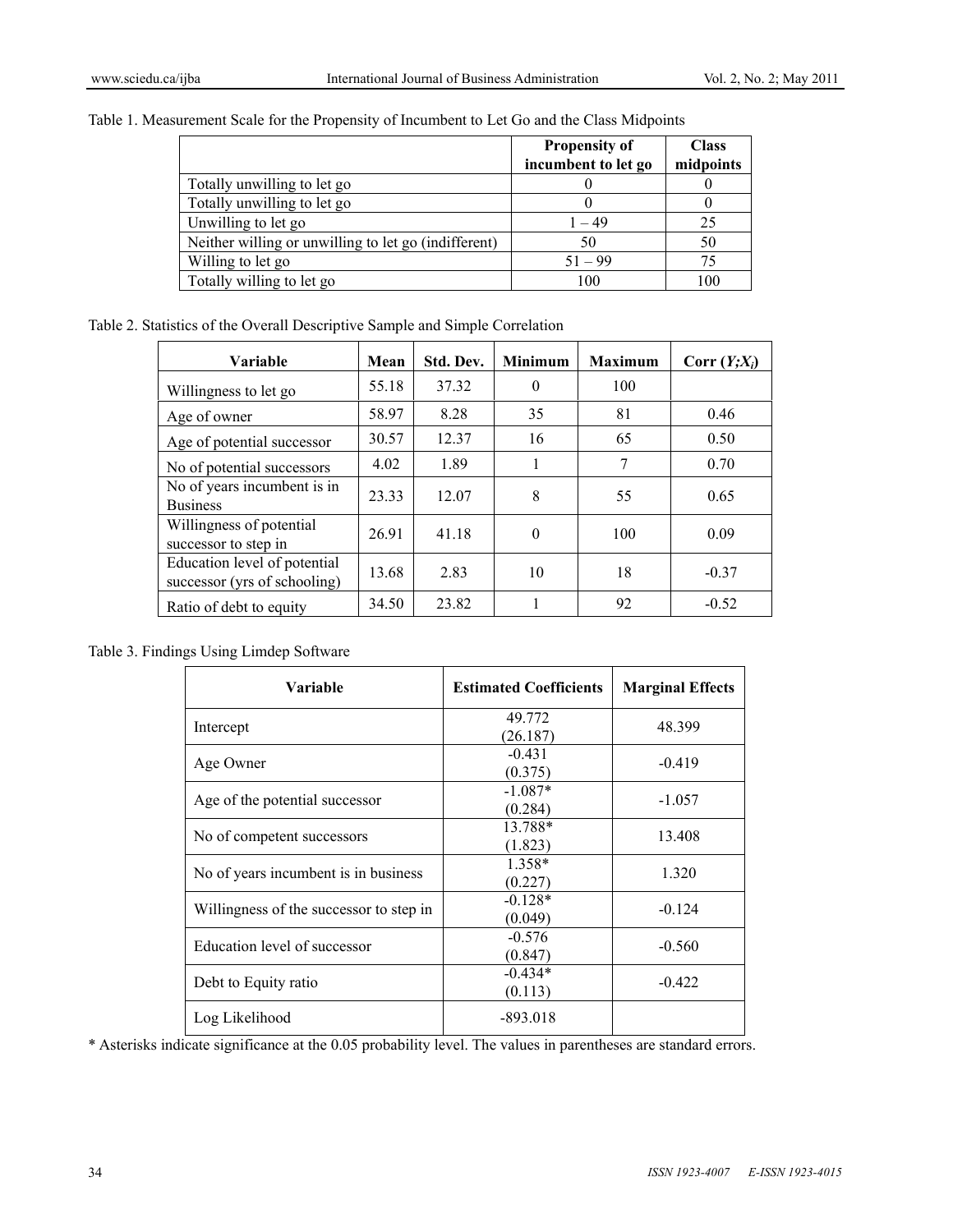Table 1. Measurement Scale for the Propensity of Incumbent to Let Go and the Class Midpoints

| | Propensity of incumbent to let go | Class midpoints |
|---|---|---|
| Totally unwilling to let go | 0 | 0 |
| Totally unwilling to let go | 0 | 0 |
| Unwilling to let go | 1 – 49 | 25 |
| Neither willing or unwilling to let go (indifferent) | 50 | 50 |
| Willing to let go | 51 – 99 | 75 |
| Totally willing to let go | 100 | 100 |

Table 2. Statistics of the Overall Descriptive Sample and Simple Correlation

| Variable | Mean | Std. Dev. | Minimum | Maximum | Corr ($Y;X_i$) |
|---|---|---|---|---|---|
| Willingness to let go | 55.18 | 37.32 | 0 | 100 | |
| Age of owner | 58.97 | 8.28 | 35 | 81 | 0.46 |
| Age of potential successor | 30.57 | 12.37 | 16 | 65 | 0.50 |
| No of potential successors | 4.02 | 1.89 | 1 | 7 | 0.70 |
| No of years incumbent is in Business | 23.33 | 12.07 | 8 | 55 | 0.65 |
| Willingness of potential successor to step in | 26.91 | 41.18 | 0 | 100 | 0.09 |
| Education level of potential successor (yrs of schooling) | 13.68 | 2.83 | 10 | 18 | -0.37 |
| Ratio of debt to equity | 34.50 | 23.82 | 1 | 92 | -0.52 |

Table 3. Findings Using Limdep Software

| Variable | Estimated Coefficients | Marginal Effects |
|---|---|---|
| Intercept | 49.772 (26.187) | 48.399 |
| Age Owner | -0.431 (0.375) | -0.419 |
| Age of the potential successor | -1.087* (0.284) | -1.057 |
| No of competent successors | 13.788* (1.823) | 13.408 |
| No of years incumbent is in business | 1.358* (0.227) | 1.320 |
| Willingness of the successor to step in | -0.128* (0.049) | -0.124 |
| Education level of successor | -0.576 (0.847) | -0.560 |
| Debt to Equity ratio | -0.434* (0.113) | -0.422 |
| Log Likelihood | -893.018 | |

* Asterisks indicate significance at the 0.05 probability level. The values in parentheses are standard errors.